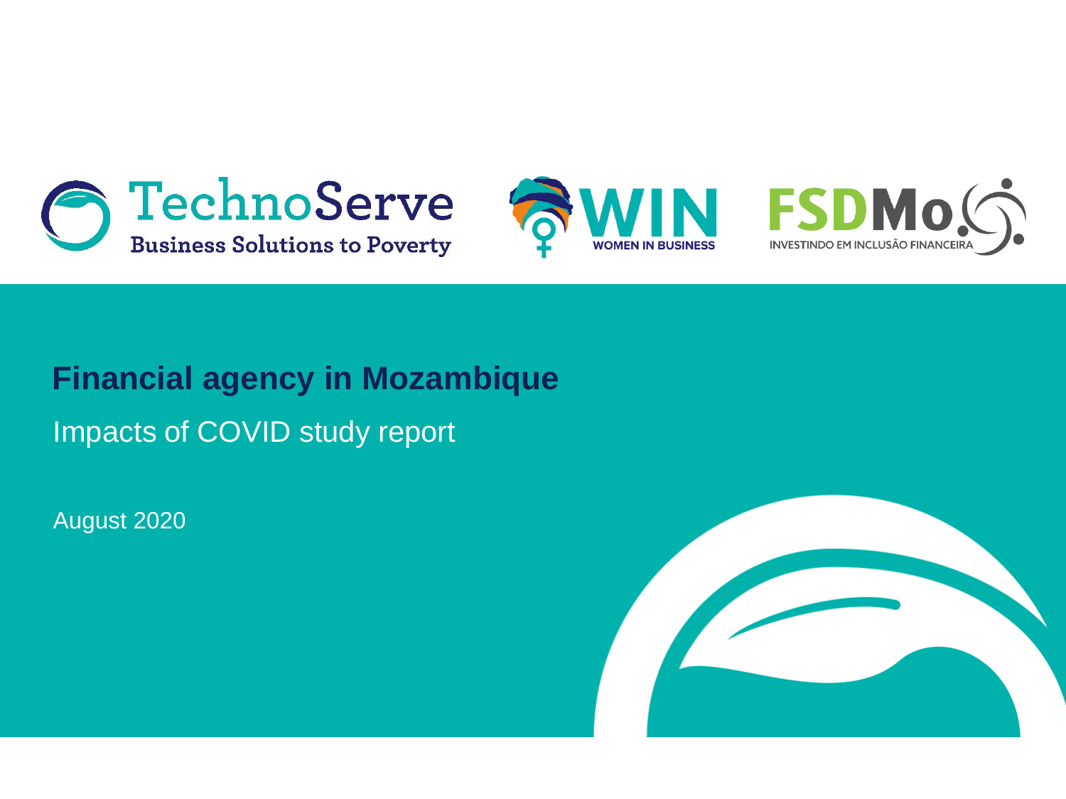TechnoServe
Business Solutions to Poverty

WIN
WOMEN IN BUSINESS

FSDMoç
INVESTINDO EM INCLUSÃO FINANCEIRA

# Financial agency in Mozambique

Impacts of COVID study report

August 2020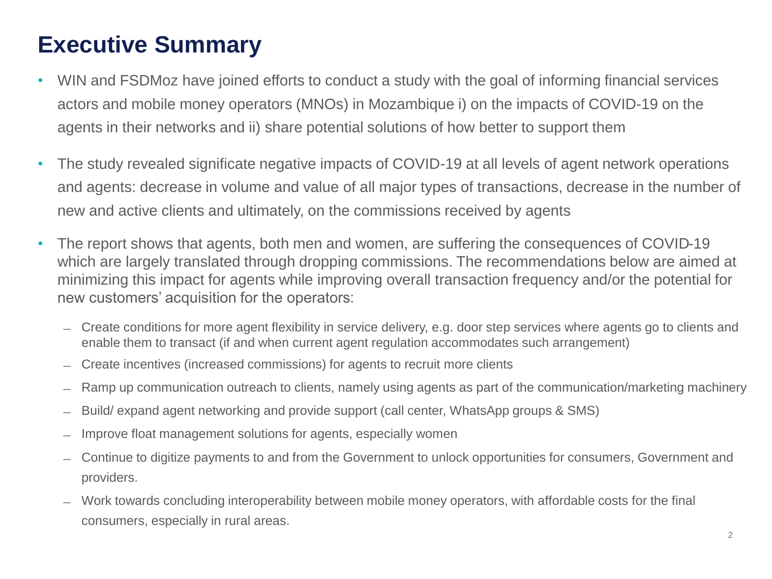# Executive Summary

- WIN and FSDMoz have joined efforts to conduct a study with the goal of informing financial services actors and mobile money operators (MNOs) in Mozambique i) on the impacts of COVID-19 on the agents in their networks and ii) share potential solutions of how better to support them
- The study revealed significate negative impacts of COVID-19 at all levels of agent network operations and agents: decrease in volume and value of all major types of transactions, decrease in the number of new and active clients and ultimately, on the commissions received by agents
- The report shows that agents, both men and women, are suffering the consequences of COVID-19 which are largely translated through dropping commissions. The recommendations below are aimed at minimizing this impact for agents while improving overall transaction frequency and/or the potential for new customers' acquisition for the operators:
  - Create conditions for more agent flexibility in service delivery, e.g. door step services where agents go to clients and enable them to transact (if and when current agent regulation accommodates such arrangement)
  - Create incentives (increased commissions) for agents to recruit more clients
  - Ramp up communication outreach to clients, namely using agents as part of the communication/marketing machinery
  - Build/ expand agent networking and provide support (call center, WhatsApp groups & SMS)
  - Improve float management solutions for agents, especially women
  - Continue to digitize payments to and from the Government to unlock opportunities for consumers, Government and providers.
  - Work towards concluding interoperability between mobile money operators, with affordable costs for the final consumers, especially in rural areas.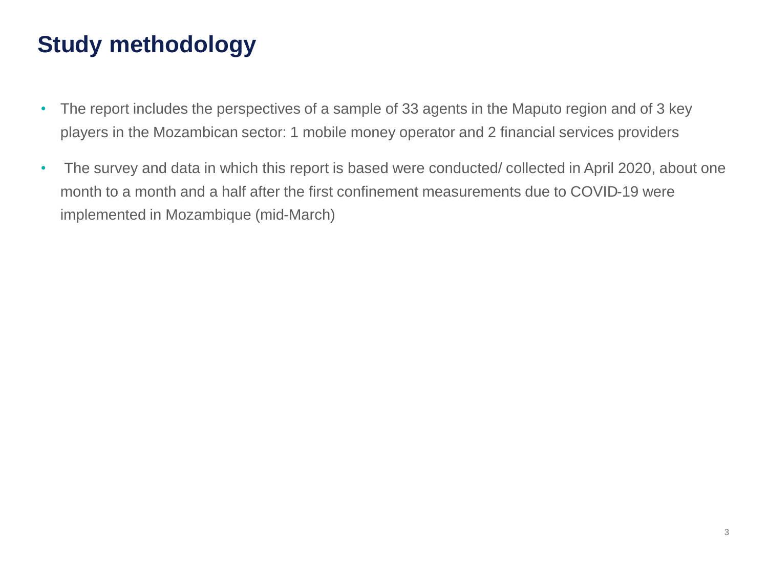# Study methodology

- The report includes the perspectives of a sample of 33 agents in the Maputo region and of 3 key players in the Mozambican sector: 1 mobile money operator and 2 financial services providers
- The survey and data in which this report is based were conducted/ collected in April 2020, about one month to a month and a half after the first confinement measurements due to COVID-19 were implemented in Mozambique (mid-March)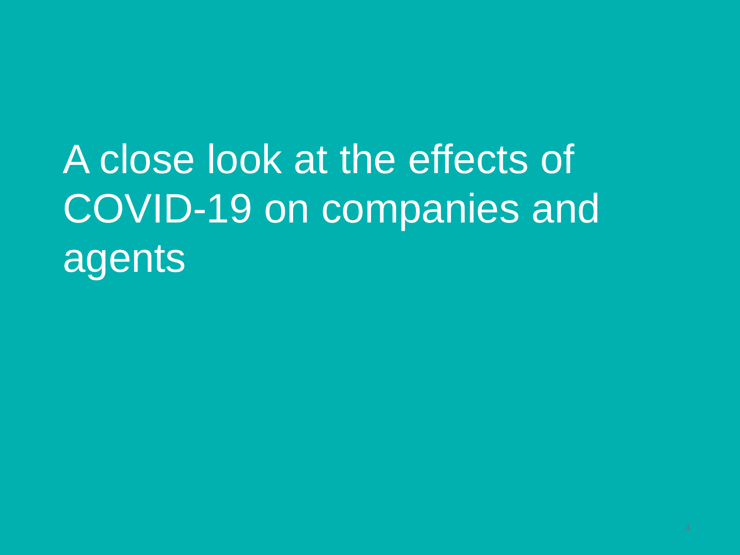# A close look at the effects of COVID-19 on companies and agents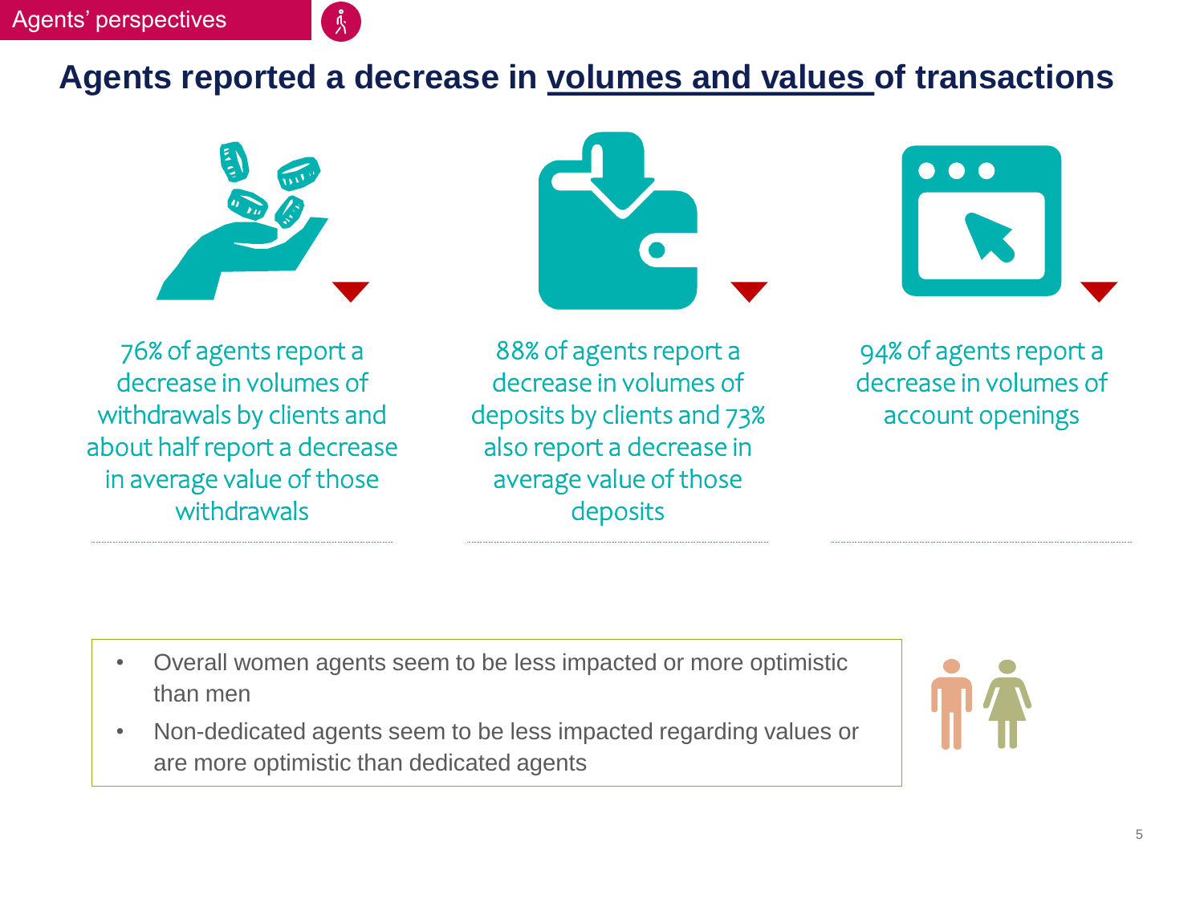Agents' perspectives

# Agents reported a decrease in volumes and values of transactions

76% of agents report a decrease in volumes of withdrawals by clients and about half report a decrease in average value of those withdrawals

88% of agents report a decrease in volumes of deposits by clients and 73% also report a decrease in average value of those deposits

94% of agents report a decrease in volumes of account openings

- Overall women agents seem to be less impacted or more optimistic than men
- Non-dedicated agents seem to be less impacted regarding values or are more optimistic than dedicated agents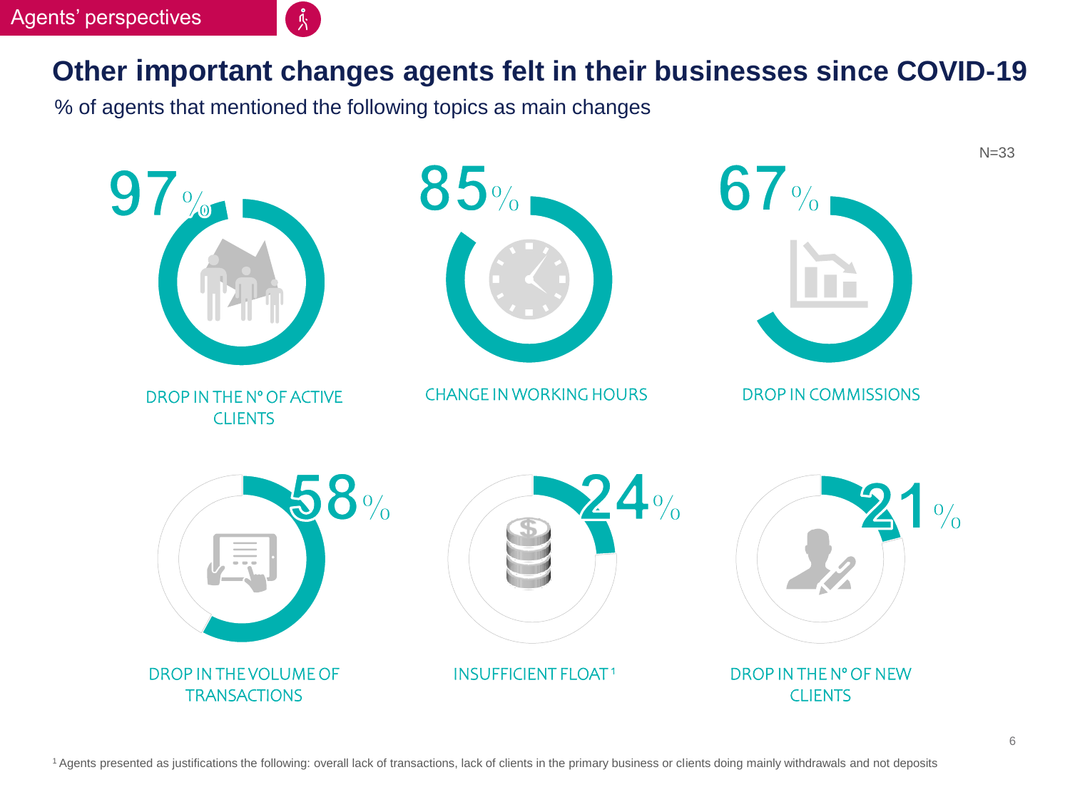Agents' perspectives

# Other important changes agents felt in their businesses since COVID-19

% of agents that mentioned the following topics as main changes

N=33

| Change | % of agents |
| --- | --- |
| DROP IN THE Nº OF ACTIVE CLIENTS | 97% |
| CHANGE IN WORKING HOURS | 85% |
| DROP IN COMMISSIONS | 67% |
| DROP IN THE VOLUME OF TRANSACTIONS | 58% |
| INSUFFICIENT FLOAT [1] | 24% |
| DROP IN THE Nº OF NEW CLIENTS | 21% |

[1] Agents presented as justifications the following: overall lack of transactions, lack of clients in the primary business or clients doing mainly withdrawals and not deposits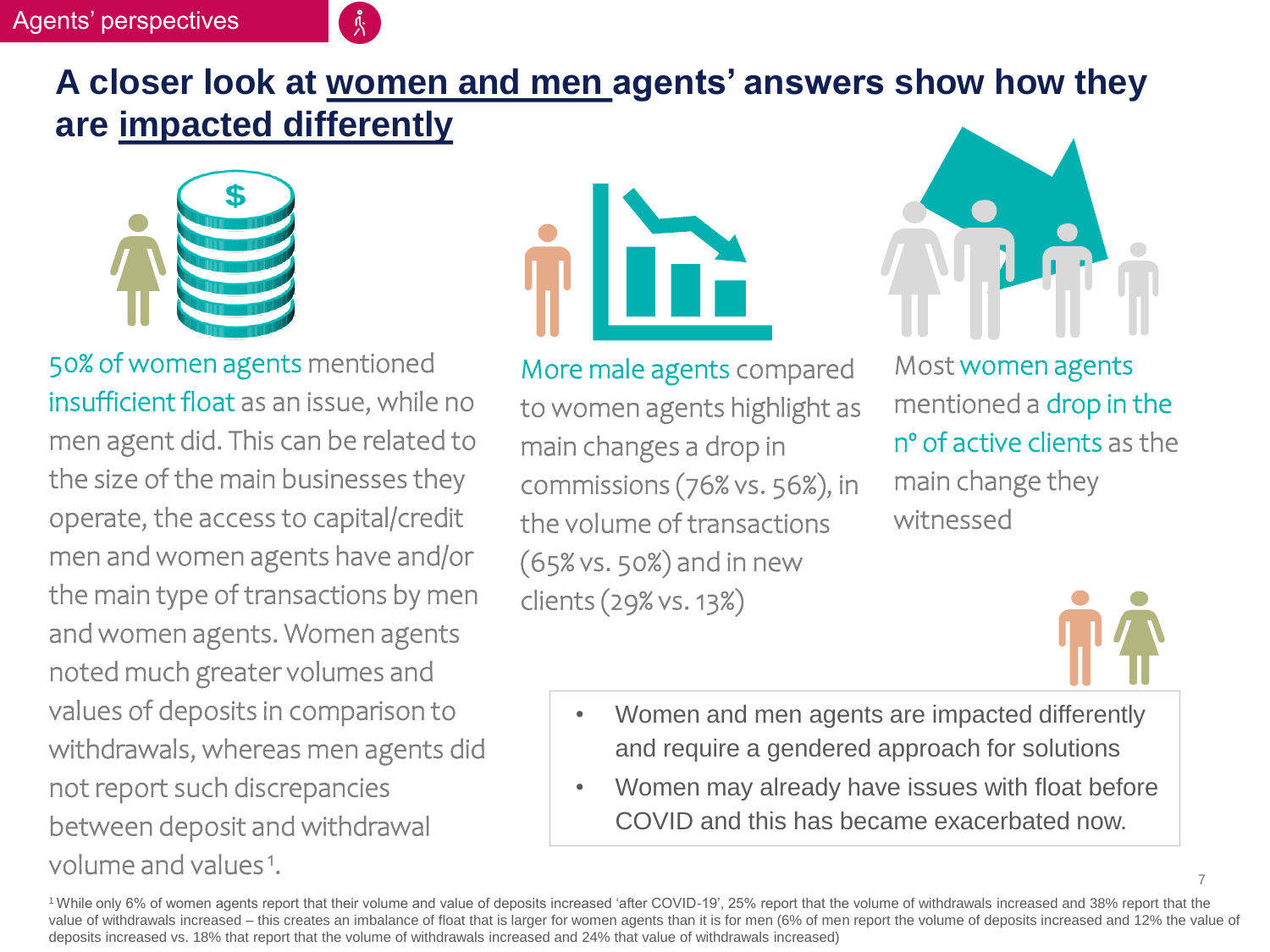Agents' perspectives

# A closer look at women and men agents' answers show how they are impacted differently

50% of women agents mentioned insufficient float as an issue, while no men agent did. This can be related to the size of the main businesses they operate, the access to capital/credit men and women agents have and/or the main type of transactions by men and women agents. Women agents noted much greater volumes and values of deposits in comparison to withdrawals, whereas men agents did not report such discrepancies between deposit and withdrawal volume and values[1].

More male agents compared to women agents highlight as main changes a drop in commissions (76% vs. 56%), in the volume of transactions (65% vs. 50%) and in new clients (29% vs. 13%)

Most women agents mentioned a drop in the n° of active clients as the main change they witnessed

- Women and men agents are impacted differently and require a gendered approach for solutions
- Women may already have issues with float before COVID and this has became exacerbated now.

[1] While only 6% of women agents report that their volume and value of deposits increased 'after COVID-19', 25% report that the volume of withdrawals increased and 38% report that the value of withdrawals increased – this creates an imbalance of float that is larger for women agents than it is for men (6% of men report the volume of deposits increased and 12% the value of deposits increased vs. 18% that report that the volume of withdrawals increased and 24% that value of withdrawals increased)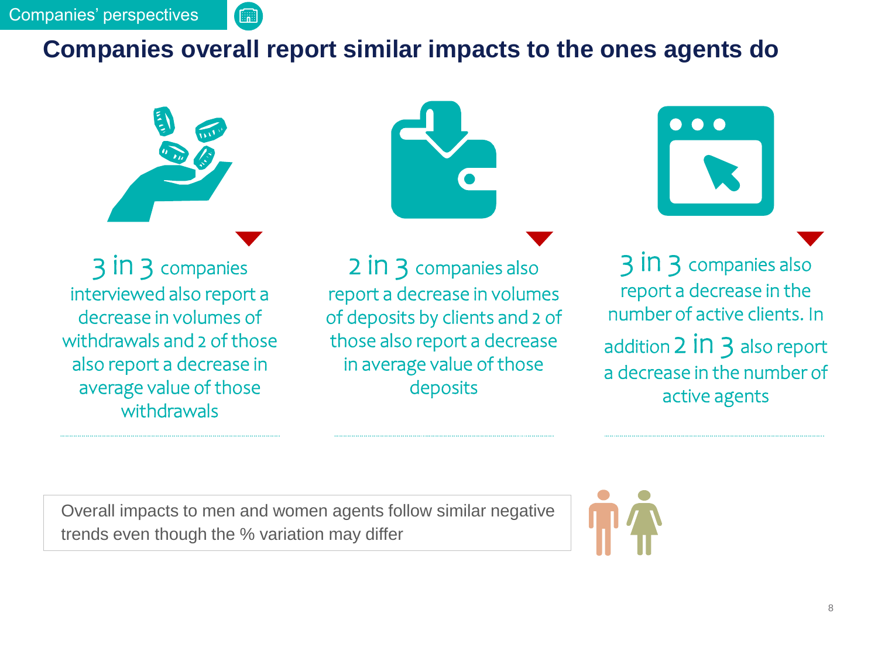Companies' perspectives

# Companies overall report similar impacts to the ones agents do

3 in 3 companies interviewed also report a decrease in volumes of withdrawals and 2 of those also report a decrease in average value of those withdrawals

2 in 3 companies also report a decrease in volumes of deposits by clients and 2 of those also report a decrease in average value of those deposits

3 in 3 companies also report a decrease in the number of active clients. In addition 2 in 3 also report a decrease in the number of active agents

Overall impacts to men and women agents follow similar negative trends even though the % variation may differ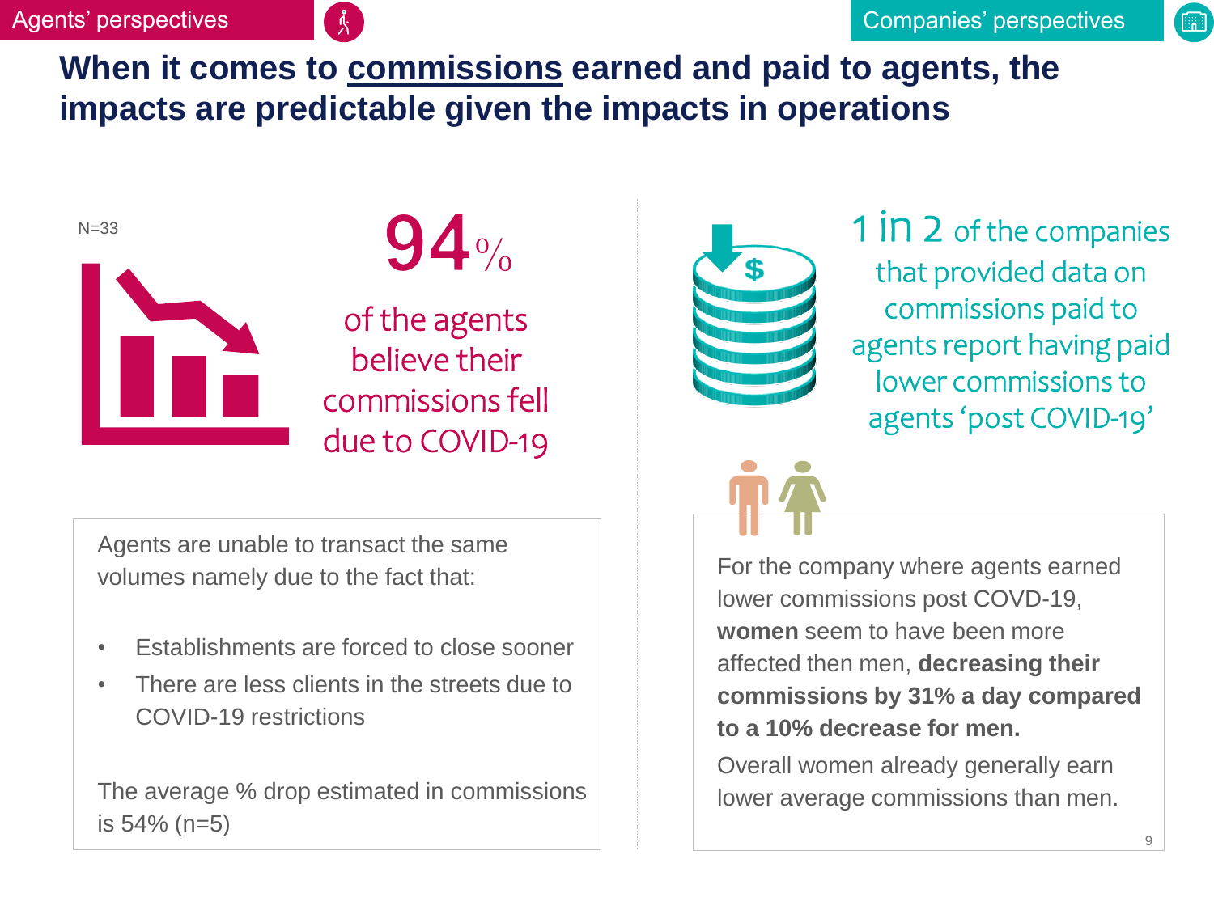Agents' perspectives

Companies' perspectives

# When it comes to commissions earned and paid to agents, the impacts are predictable given the impacts in operations

N=33

**94%** of the agents believe their commissions fell due to COVID-19

Agents are unable to transact the same volumes namely due to the fact that:

- Establishments are forced to close sooner
- There are less clients in the streets due to COVID-19 restrictions

The average % drop estimated in commissions is 54% (n=5)

**1 in 2** of the companies that provided data on commissions paid to agents report having paid lower commissions to agents 'post COVID-19'

For the company where agents earned lower commissions post COVD-19, **women** seem to have been more affected then men, **decreasing their commissions by 31% a day compared to a 10% decrease for men.**

Overall women already generally earn lower average commissions than men.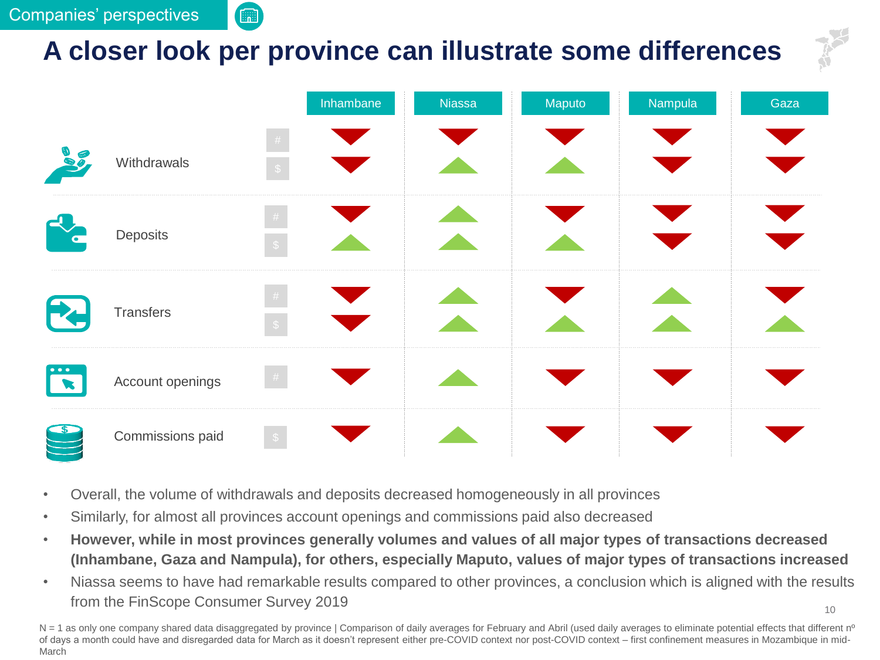Companies' perspectives

# A closer look per province can illustrate some differences

| | | Inhambane | Niassa | Maputo | Nampula | Gaza |
|---|---|---|---|---|---|---|
| Withdrawals | # | ▼ | ▼ | ▼ | ▼ | ▼ |
| | $ | ▼ | ▲ | ▲ | ▼ | ▼ |
| Deposits | # | ▼ | ▲ | ▼ | ▼ | ▼ |
| | $ | ▲ | ▲ | ▲ | ▼ | ▼ |
| Transfers | # | ▼ | ▲ | ▼ | ▲ | ▼ |
| | $ | ▼ | ▲ | ▲ | ▲ | ▲ |
| Account openings | # | ▼ | ▲ | ▼ | ▼ | ▼ |
| Commissions paid | $ | ▼ | ▲ | ▼ | ▼ | ▼ |

- Overall, the volume of withdrawals and deposits decreased homogeneously in all provinces
- Similarly, for almost all provinces account openings and commissions paid also decreased
- **However, while in most provinces generally volumes and values of all major types of transactions decreased (Inhambane, Gaza and Nampula), for others, especially Maputo, values of major types of transactions increased**
- Niassa seems to have had remarkable results compared to other provinces, a conclusion which is aligned with the results from the FinScope Consumer Survey 2019

N = 1 as only one company shared data disaggregated by province | Comparison of daily averages for February and Abril (used daily averages to eliminate potential effects that different nº of days a month could have and disregarded data for March as it doesn't represent either pre-COVID context nor post-COVID context – first confinement measures in Mozambique in mid-March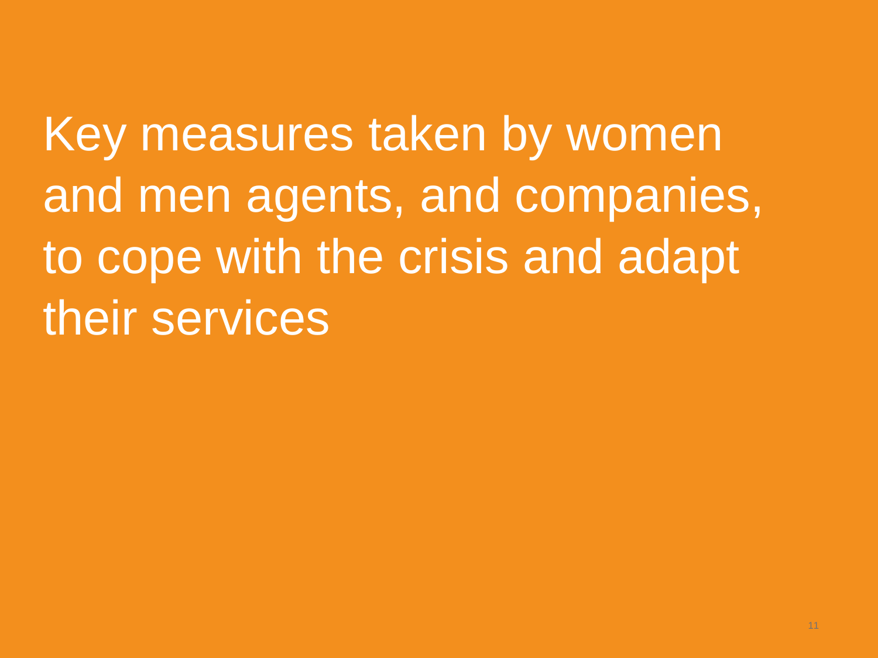# Key measures taken by women and men agents, and companies, to cope with the crisis and adapt their services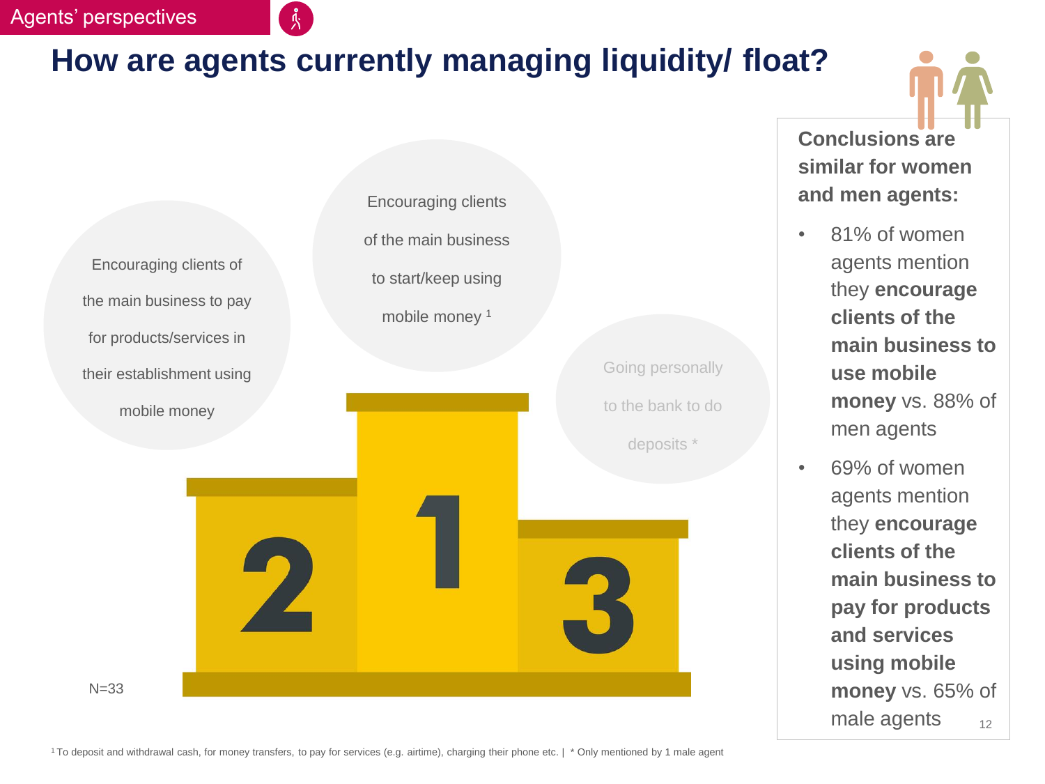Agents' perspectives

# How are agents currently managing liquidity/ float?

1. Encouraging clients of the main business to start/keep using mobile money [1]
2. Encouraging clients of the main business to pay for products/services in their establishment using mobile money
3. Going personally to the bank to do deposits *

N=33

**Conclusions are similar for women and men agents:**

- 81% of women agents mention they **encourage clients of the main business to use mobile money** vs. 88% of men agents
- 69% of women agents mention they **encourage clients of the main business to pay for products and services using mobile money** vs. 65% of male agents

[1] To deposit and withdrawal cash, for money transfers, to pay for services (e.g. airtime), charging their phone etc. | * Only mentioned by 1 male agent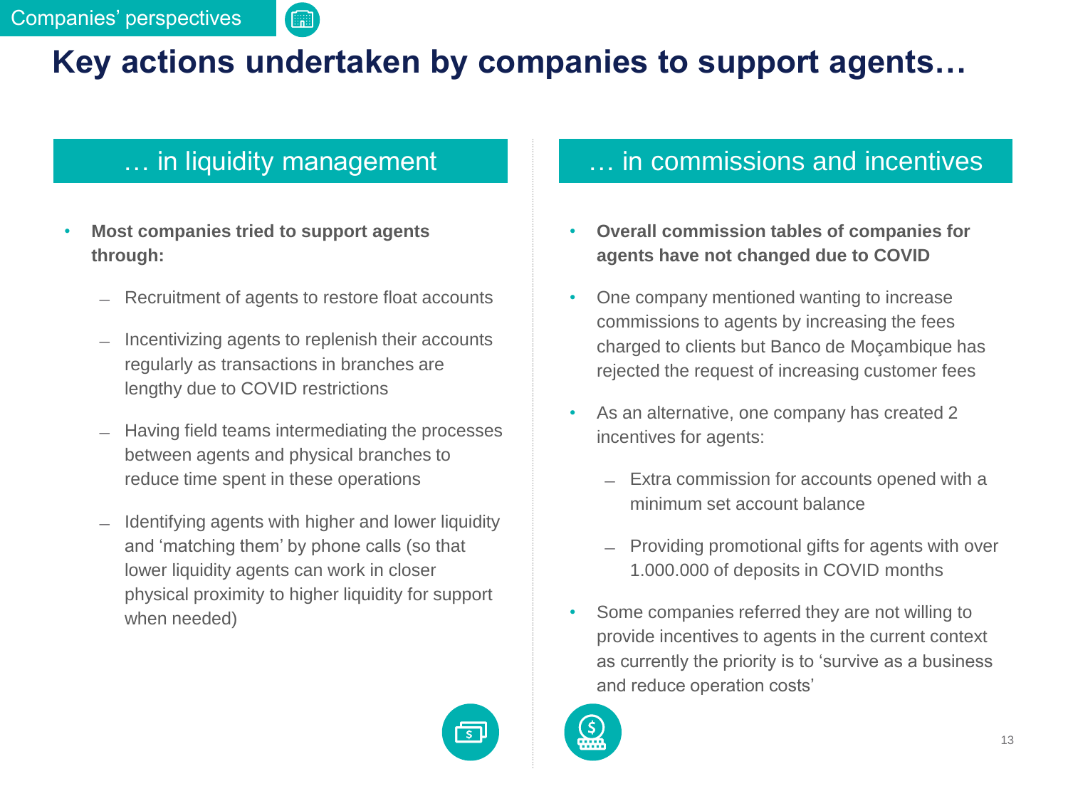Companies' perspectives

# Key actions undertaken by companies to support agents…

## … in liquidity management

- **Most companies tried to support agents through:**
  - Recruitment of agents to restore float accounts
  - Incentivizing agents to replenish their accounts regularly as transactions in branches are lengthy due to COVID restrictions
  - Having field teams intermediating the processes between agents and physical branches to reduce time spent in these operations
  - Identifying agents with higher and lower liquidity and 'matching them' by phone calls (so that lower liquidity agents can work in closer physical proximity to higher liquidity for support when needed)

## … in commissions and incentives

- **Overall commission tables of companies for agents have not changed due to COVID**
- One company mentioned wanting to increase commissions to agents by increasing the fees charged to clients but Banco de Moçambique has rejected the request of increasing customer fees
- As an alternative, one company has created 2 incentives for agents:
  - Extra commission for accounts opened with a minimum set account balance
  - Providing promotional gifts for agents with over 1.000.000 of deposits in COVID months
- Some companies referred they are not willing to provide incentives to agents in the current context as currently the priority is to 'survive as a business and reduce operation costs'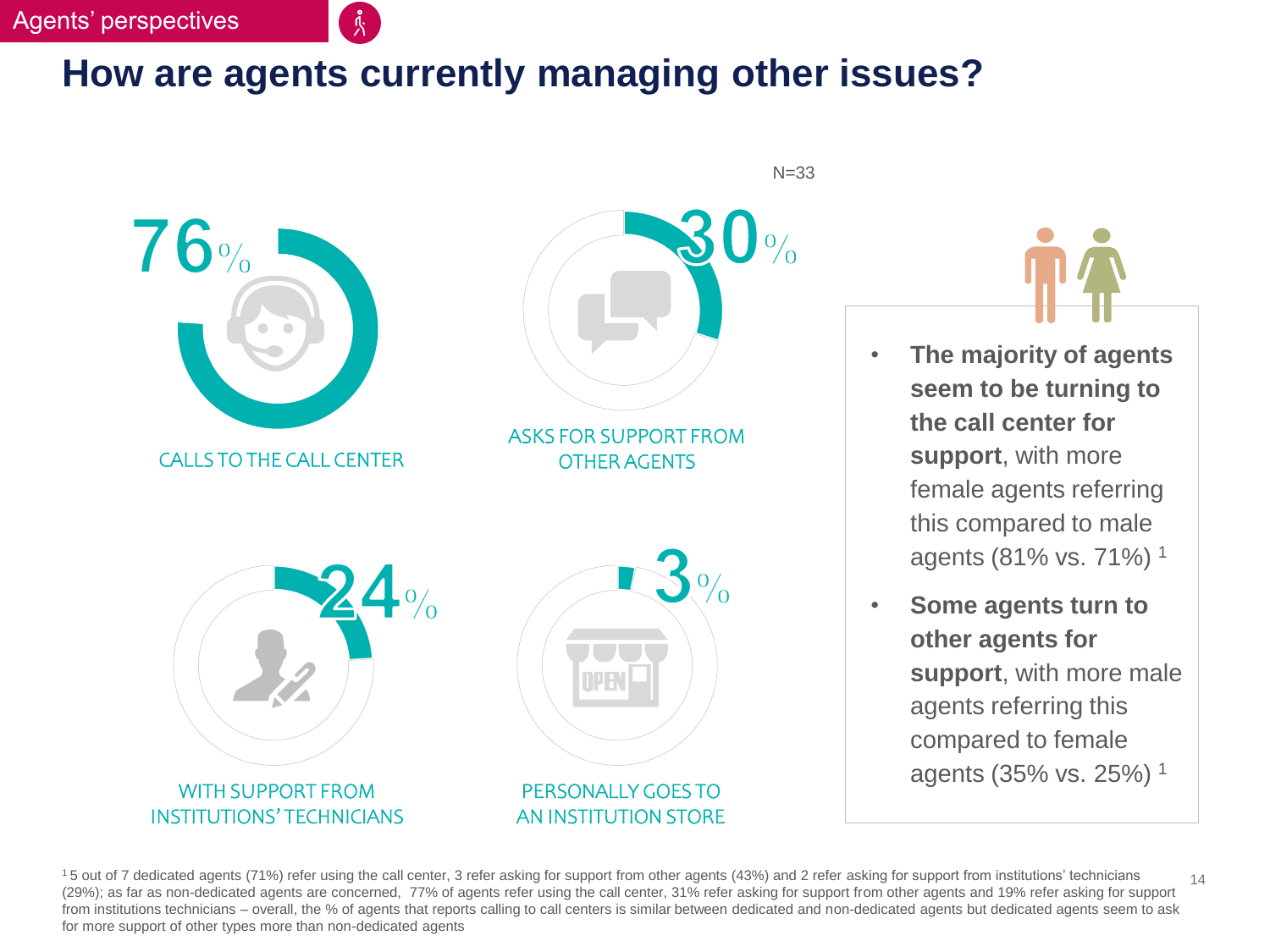Agents' perspectives

# How are agents currently managing other issues?

N=33

**76%** CALLS TO THE CALL CENTER

**30%** ASKS FOR SUPPORT FROM OTHER AGENTS

**24%** WITH SUPPORT FROM INSTITUTIONS' TECHNICIANS

**3%** PERSONALLY GOES TO AN INSTITUTION STORE

- **The majority of agents seem to be turning to the call center for support**, with more female agents referring this compared to male agents (81% vs. 71%) [1]
- **Some agents turn to other agents for support**, with more male agents referring this compared to female agents (35% vs. 25%) [1]

[1] 5 out of 7 dedicated agents (71%) refer using the call center, 3 refer asking for support from other agents (43%) and 2 refer asking for support from institutions' technicians (29%); as far as non-dedicated agents are concerned, 77% of agents refer using the call center, 31% refer asking for support from other agents and 19% refer asking for support from institutions technicians – overall, the % of agents that reports calling to call centers is similar between dedicated and non-dedicated agents but dedicated agents seem to ask for more support of other types more than non-dedicated agents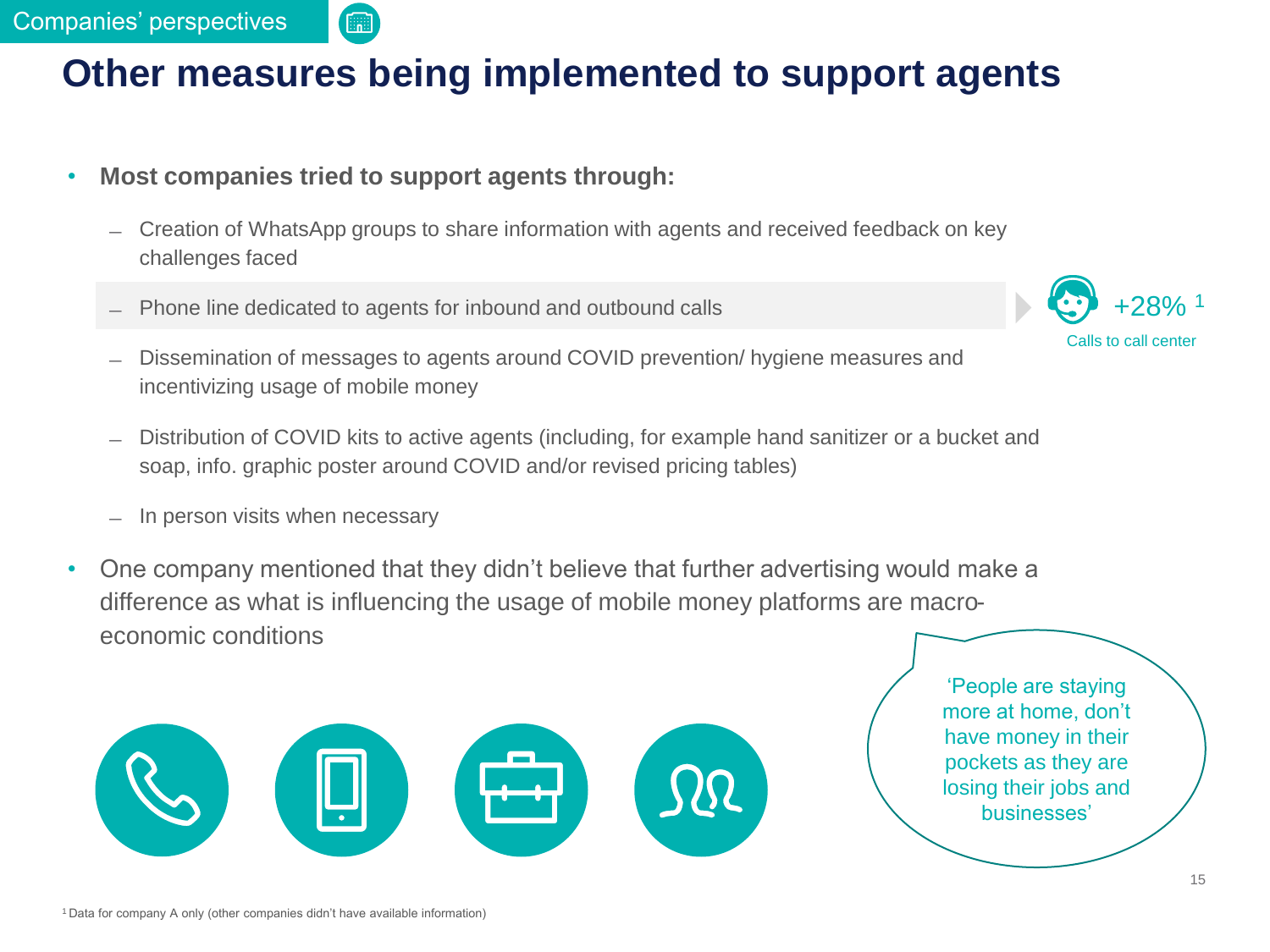Companies' perspectives

# Other measures being implemented to support agents

- **Most companies tried to support agents through:**
  - Creation of WhatsApp groups to share information with agents and received feedback on key challenges faced
  - Phone line dedicated to agents for inbound and outbound calls
  - Dissemination of messages to agents around COVID prevention/ hygiene measures and incentivizing usage of mobile money
  - Distribution of COVID kits to active agents (including, for example hand sanitizer or a bucket and soap, info. graphic poster around COVID and/or revised pricing tables)
  - In person visits when necessary
- One company mentioned that they didn't believe that further advertising would make a difference as what is influencing the usage of mobile money platforms are macro-economic conditions

+28% [1]
Calls to call center

'People are staying more at home, don't have money in their pockets as they are losing their jobs and businesses'

[1] Data for company A only (other companies didn't have available information)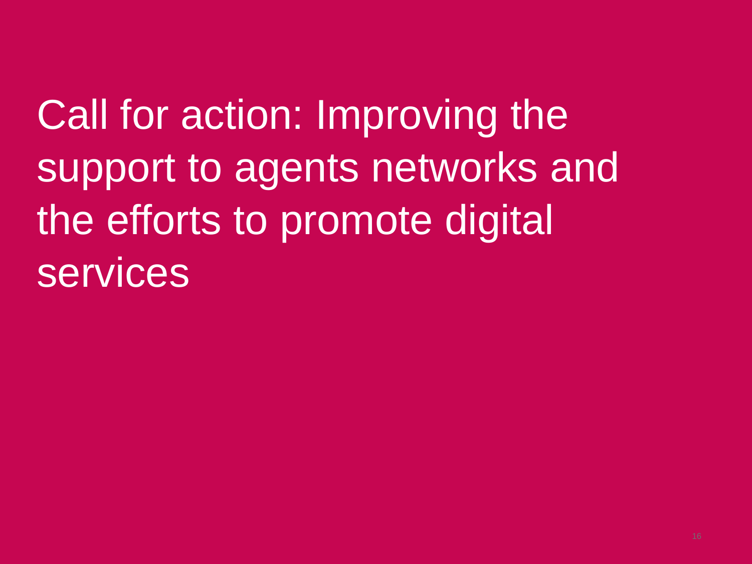# Call for action: Improving the support to agents networks and the efforts to promote digital services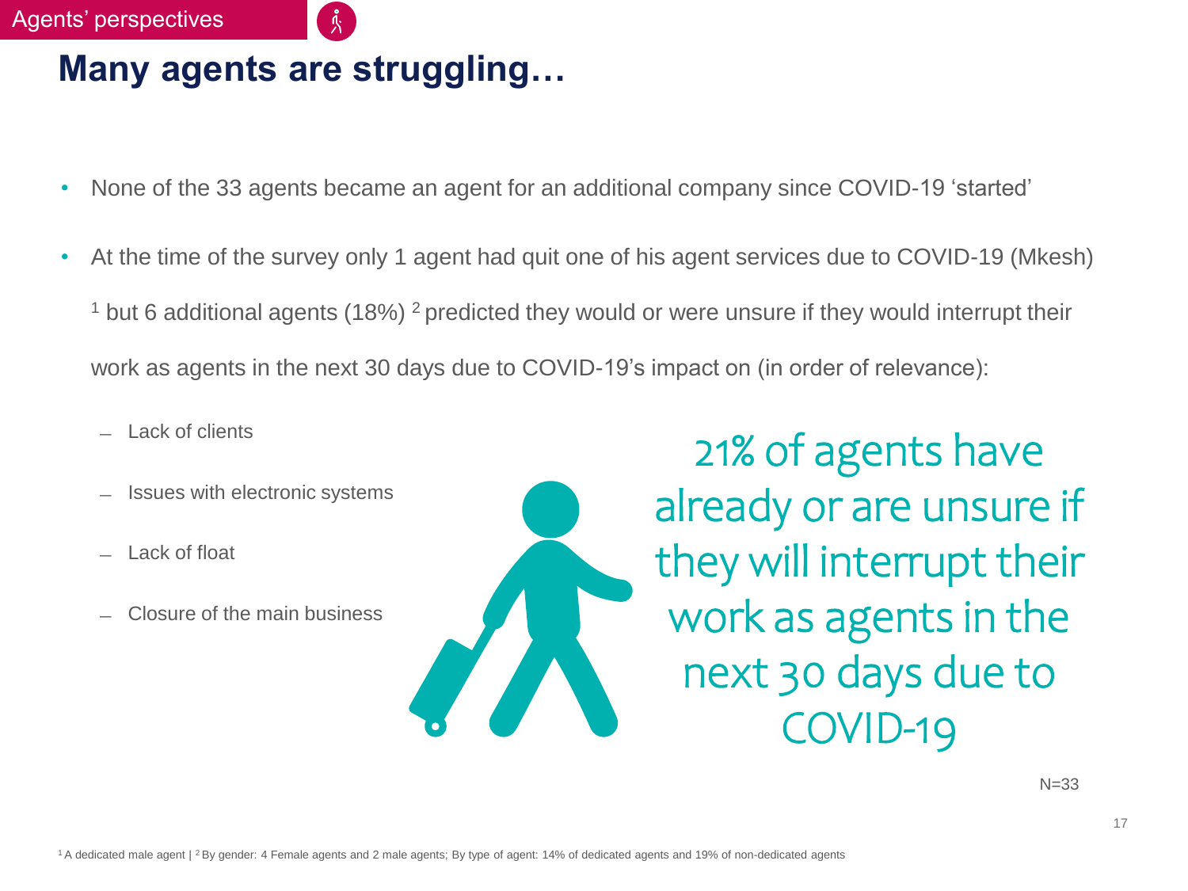Agents' perspectives

# Many agents are struggling…

- None of the 33 agents became an agent for an additional company since COVID-19 'started'
- At the time of the survey only 1 agent had quit one of his agent services due to COVID-19 (Mkesh)[1] but 6 additional agents (18%)[2] predicted they would or were unsure if they would interrupt their work as agents in the next 30 days due to COVID-19's impact on (in order of relevance):
  - Lack of clients
  - Issues with electronic systems
  - Lack of float
  - Closure of the main business

21% of agents have already or are unsure if they will interrupt their work as agents in the next 30 days due to COVID-19

N=33

[1] A dedicated male agent | [2] By gender: 4 Female agents and 2 male agents; By type of agent: 14% of dedicated agents and 19% of non-dedicated agents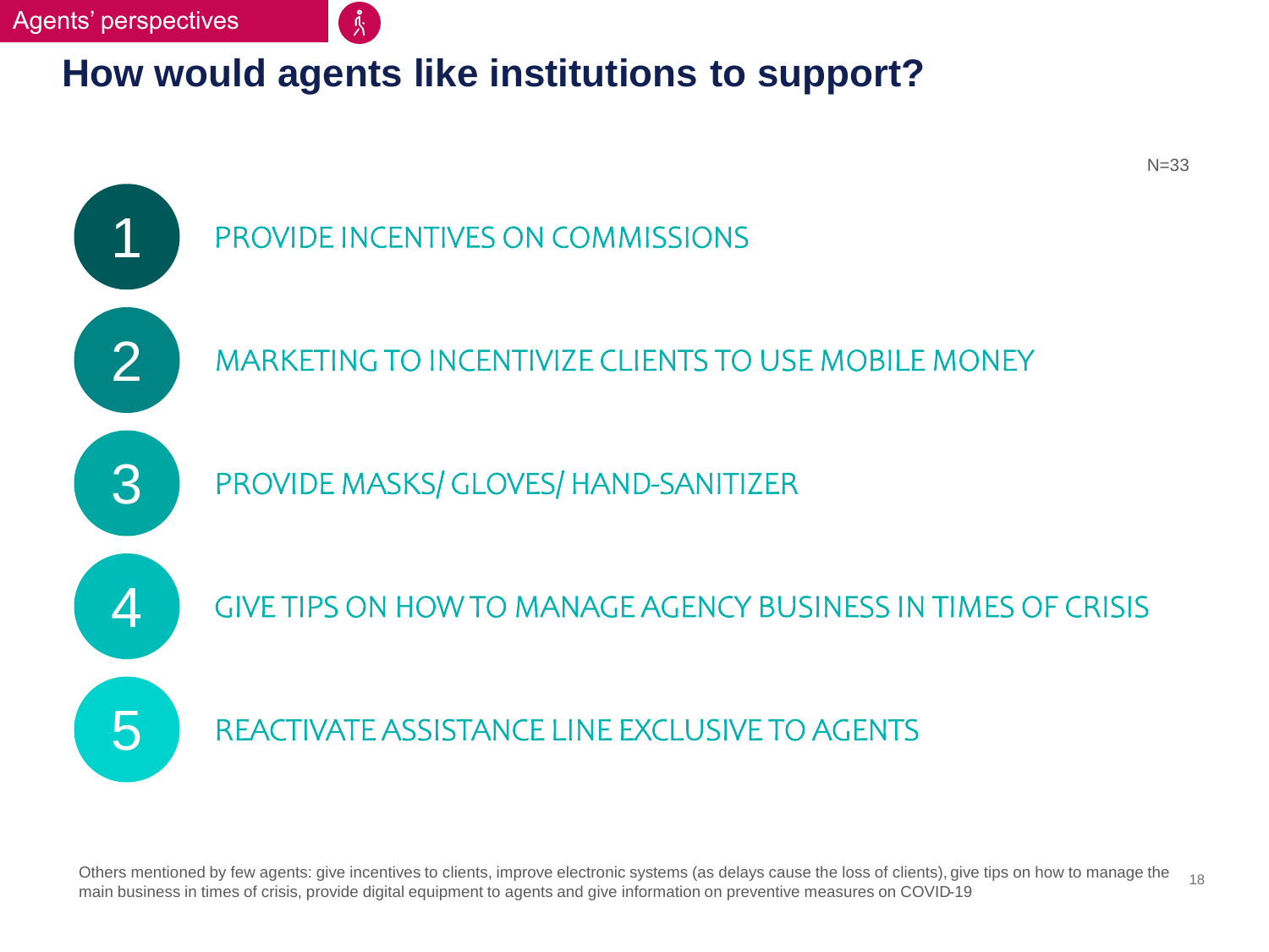Agents' perspectives

# How would agents like institutions to support?

N=33

1. PROVIDE INCENTIVES ON COMMISSIONS
2. MARKETING TO INCENTIVIZE CLIENTS TO USE MOBILE MONEY
3. PROVIDE MASKS/ GLOVES/ HAND-SANITIZER
4. GIVE TIPS ON HOW TO MANAGE AGENCY BUSINESS IN TIMES OF CRISIS
5. REACTIVATE ASSISTANCE LINE EXCLUSIVE TO AGENTS

Others mentioned by few agents: give incentives to clients, improve electronic systems (as delays cause the loss of clients), give tips on how to manage the main business in times of crisis, provide digital equipment to agents and give information on preventive measures on COVID-19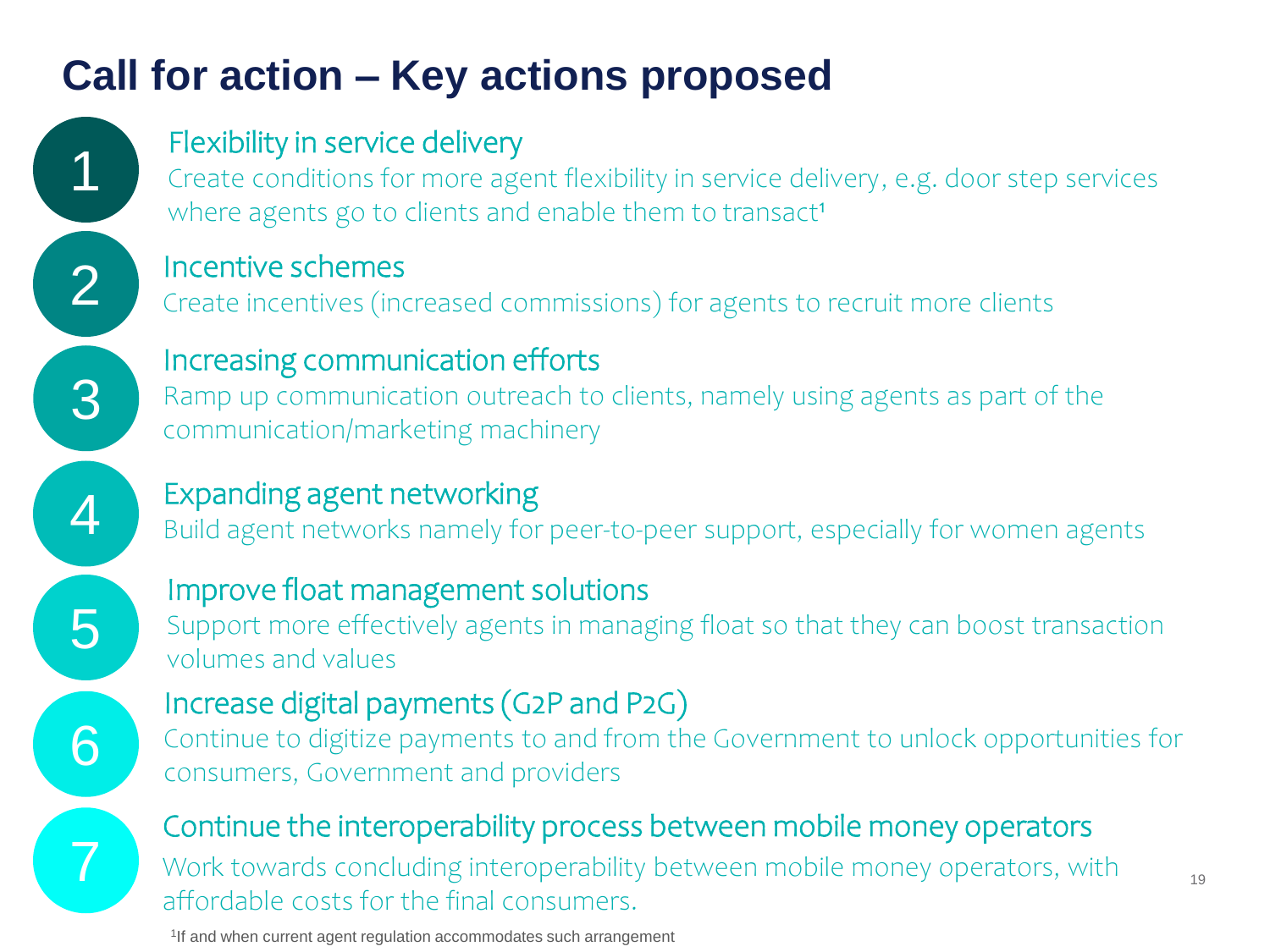# Call for action – Key actions proposed

1. **Flexibility in service delivery**
   Create conditions for more agent flexibility in service delivery, e.g. door step services where agents go to clients and enable them to transact[1]

2. **Incentive schemes**
   Create incentives (increased commissions) for agents to recruit more clients

3. **Increasing communication efforts**
   Ramp up communication outreach to clients, namely using agents as part of the communication/marketing machinery

4. **Expanding agent networking**
   Build agent networks namely for peer-to-peer support, especially for women agents

5. **Improve float management solutions**
   Support more effectively agents in managing float so that they can boost transaction volumes and values

6. **Increase digital payments (G2P and P2G)**
   Continue to digitize payments to and from the Government to unlock opportunities for consumers, Government and providers

7. **Continue the interoperability process between mobile money operators**
   Work towards concluding interoperability between mobile money operators, with affordable costs for the final consumers.

[1] If and when current agent regulation accommodates such arrangement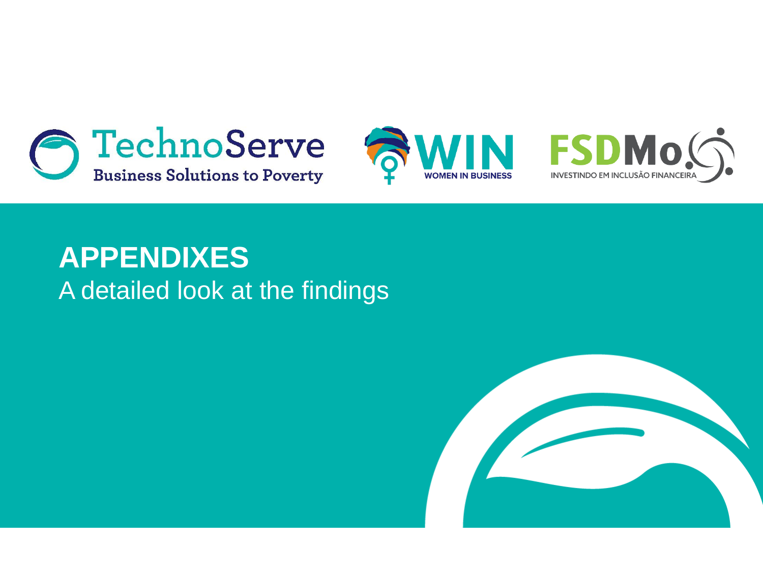# APPENDIXES

A detailed look at the findings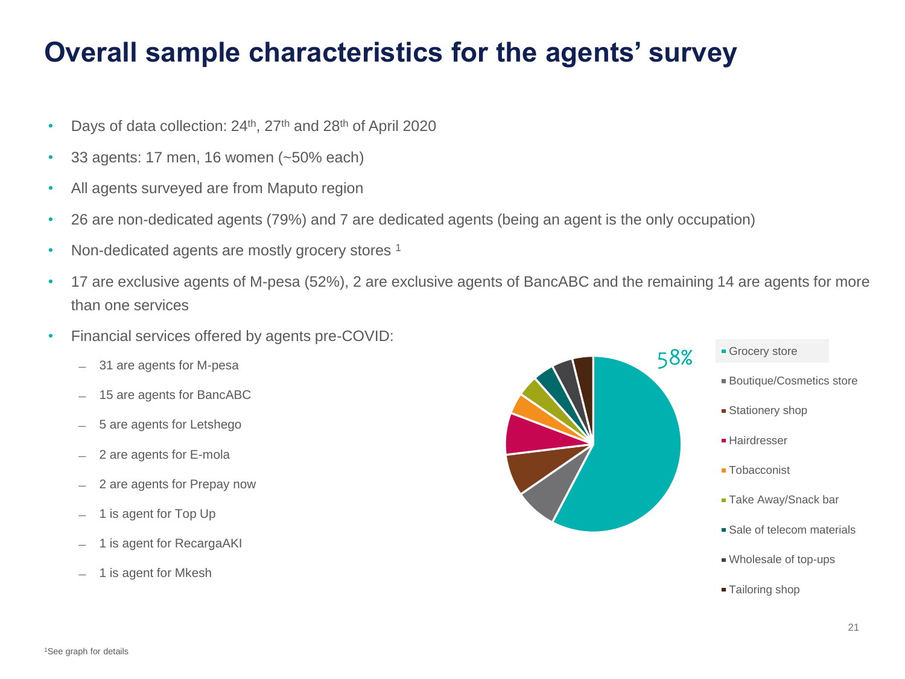# Overall sample characteristics for the agents' survey

- Days of data collection: 24th, 27th and 28th of April 2020
- 33 agents: 17 men, 16 women (~50% each)
- All agents surveyed are from Maputo region
- 26 are non-dedicated agents (79%) and 7 are dedicated agents (being an agent is the only occupation)
- Non-dedicated agents are mostly grocery stores [1]
- 17 are exclusive agents of M-pesa (52%), 2 are exclusive agents of BancABC and the remaining 14 are agents for more than one services
- Financial services offered by agents pre-COVID:
  - 31 are agents for M-pesa
  - 15 are agents for BancABC
  - 5 are agents for Letshego
  - 2 are agents for E-mola
  - 2 are agents for Prepay now
  - 1 is agent for Top Up
  - 1 is agent for RecargaAKI
  - 1 is agent for Mkesh

58%

- Grocery store
- Boutique/Cosmetics store
- Stationery shop
- Hairdresser
- Tobacconist
- Take Away/Snack bar
- Sale of telecom materials
- Wholesale of top-ups
- Tailoring shop

[1] See graph for details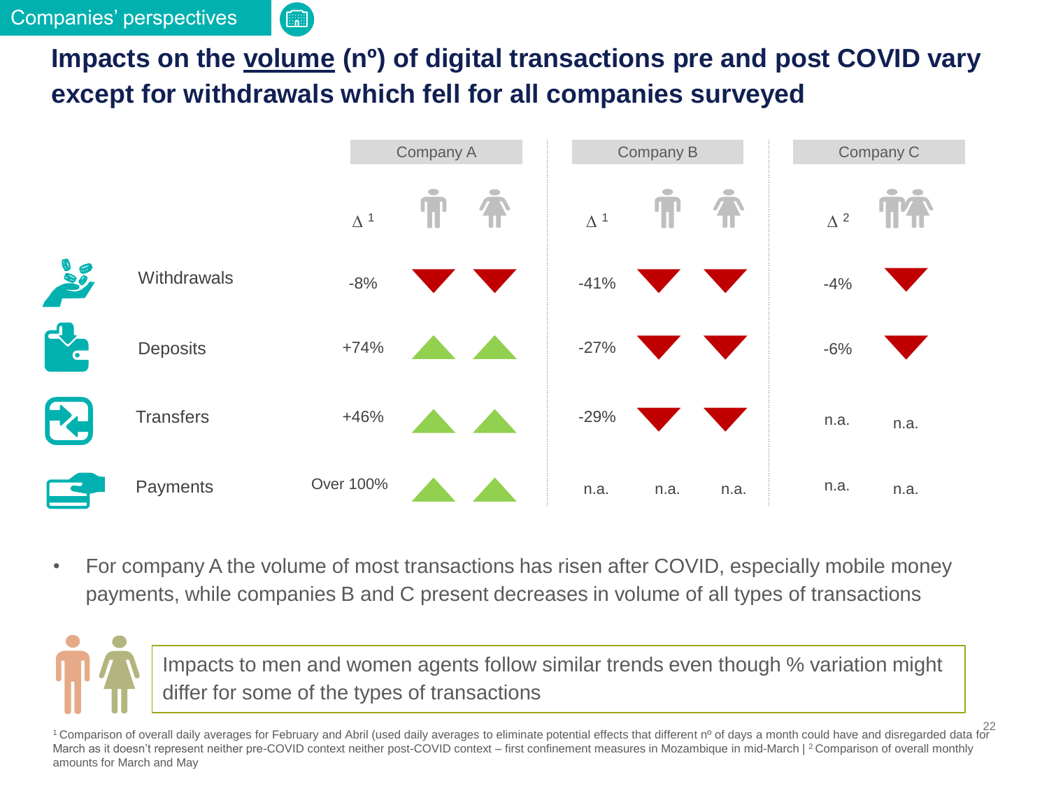Companies' perspectives

# Impacts on the volume (nº) of digital transactions pre and post COVID vary except for withdrawals which fell for all companies surveyed

| | Company A | | | Company B | | | Company C | |
|---|---|---|---|---|---|---|---|---|
| | Δ [1] | Men | Women | Δ [1] | Men | Women | Δ [2] | Men & Women |
| Withdrawals | -8% | ▼ | ▼ | -41% | ▼ | ▼ | -4% | ▼ |
| Deposits | +74% | ▲ | ▲ | -27% | ▼ | ▼ | -6% | ▼ |
| Transfers | +46% | ▲ | ▲ | -29% | ▼ | ▼ | n.a. | n.a. |
| Payments | Over 100% | ▲ | ▲ | n.a. | n.a. | n.a. | n.a. | n.a. |

- For company A the volume of most transactions has risen after COVID, especially mobile money payments, while companies B and C present decreases in volume of all types of transactions

Impacts to men and women agents follow similar trends even though % variation might differ for some of the types of transactions

[1] Comparison of overall daily averages for February and Abril (used daily averages to eliminate potential effects that different nº of days a month could have and disregarded data for March as it doesn't represent neither pre-COVID context neither post-COVID context – first confinement measures in Mozambique in mid-March | [2] Comparison of overall monthly amounts for March and May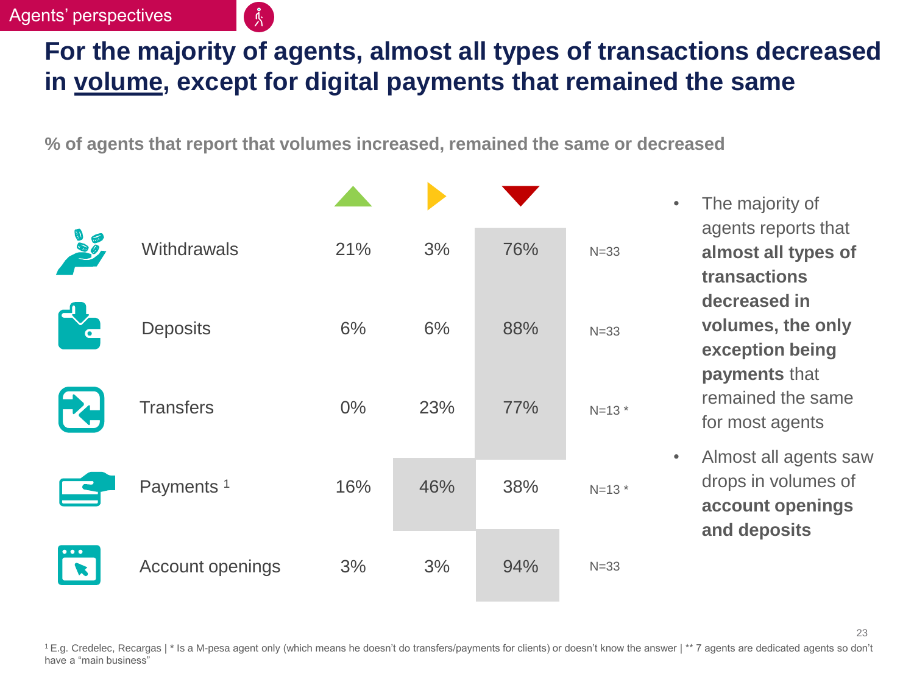Agents' perspectives

# For the majority of agents, almost all types of transactions decreased in volume, except for digital payments that remained the same

**% of agents that report that volumes increased, remained the same or decreased**

| | Increased | Remained the same | Decreased | |
|---|---|---|---|---|
| Withdrawals | 21% | 3% | 76% | N=33 |
| Deposits | 6% | 6% | 88% | N=33 |
| Transfers | 0% | 23% | 77% | N=13 * |
| Payments [1] | 16% | 46% | 38% | N=13 * |
| Account openings | 3% | 3% | 94% | N=33 |

- The majority of agents reports that **almost all types of transactions decreased in volumes, the only exception being payments** that remained the same for most agents
- Almost all agents saw drops in volumes of **account openings and deposits**

[1] E.g. Credelec, Recargas | * Is a M-pesa agent only (which means he doesn't do transfers/payments for clients) or doesn't know the answer | ** 7 agents are dedicated agents so don't have a "main business"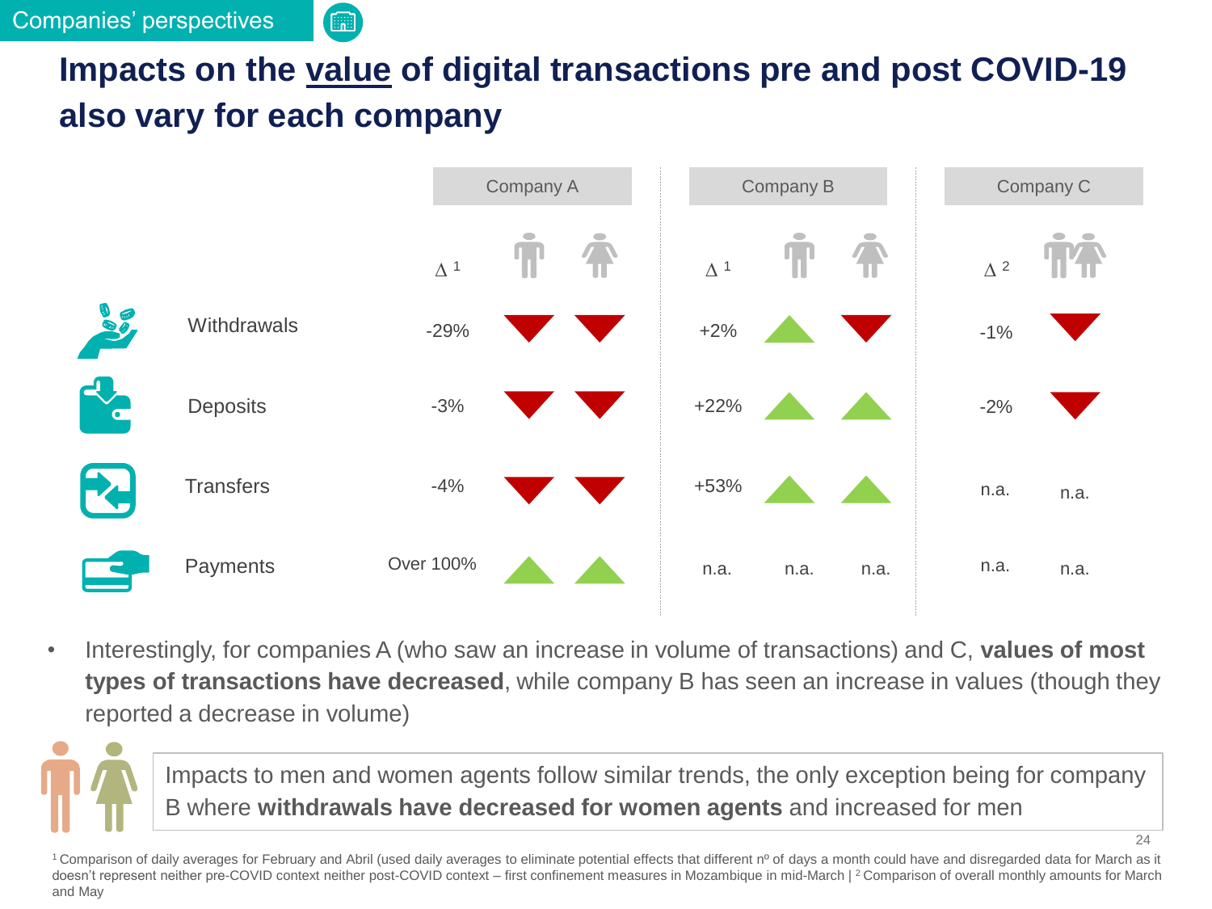Companies' perspectives

# Impacts on the value of digital transactions pre and post COVID-19 also vary for each company

| | Company A | | | Company B | | | Company C | |
|---|---|---|---|---|---|---|---|---|
| | Δ [1] | Men | Women | Δ [1] | Men | Women | Δ [2] | Men & Women |
| Withdrawals | -29% | ▼ | ▼ | +2% | ▲ | ▼ | -1% | ▼ |
| Deposits | -3% | ▼ | ▼ | +22% | ▲ | ▲ | -2% | ▼ |
| Transfers | -4% | ▼ | ▼ | +53% | ▲ | ▲ | n.a. | n.a. |
| Payments | Over 100% | ▲ | ▲ | n.a. | n.a. | n.a. | n.a. | n.a. |

- Interestingly, for companies A (who saw an increase in volume of transactions) and C, **values of most types of transactions have decreased**, while company B has seen an increase in values (though they reported a decrease in volume)

Impacts to men and women agents follow similar trends, the only exception being for company B where **withdrawals have decreased for women agents** and increased for men

[1] Comparison of daily averages for February and Abril (used daily averages to eliminate potential effects that different nº of days a month could have and disregarded data for March as it doesn't represent neither pre-COVID context neither post-COVID context – first confinement measures in Mozambique in mid-March | [2] Comparison of overall monthly amounts for March and May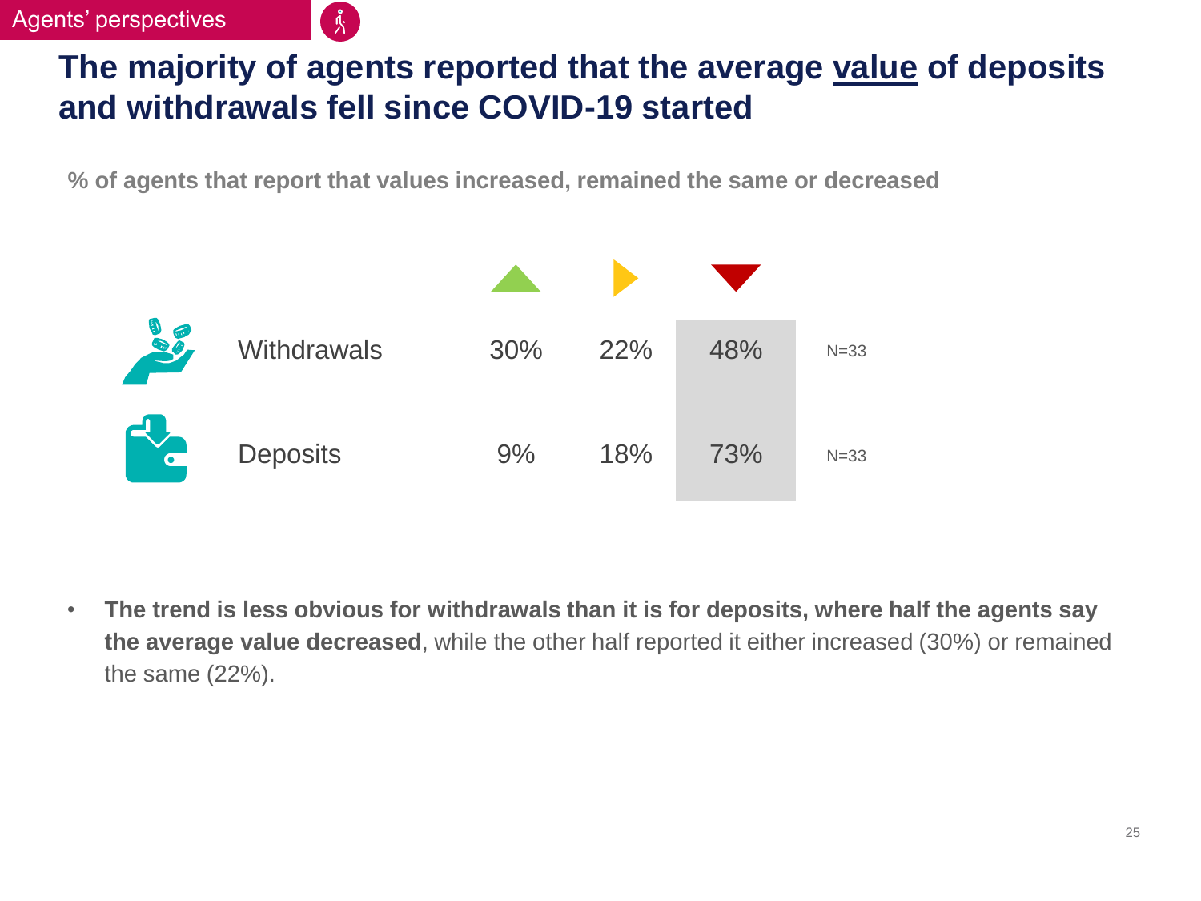Agents' perspectives

# The majority of agents reported that the average value of deposits and withdrawals fell since COVID-19 started

**% of agents that report that values increased, remained the same or decreased**

| | Increased | Remained the same | Decreased | |
|---|---|---|---|---|
| Withdrawals | 30% | 22% | 48% | N=33 |
| Deposits | 9% | 18% | 73% | N=33 |

- **The trend is less obvious for withdrawals than it is for deposits, where half the agents say the average value decreased**, while the other half reported it either increased (30%) or remained the same (22%).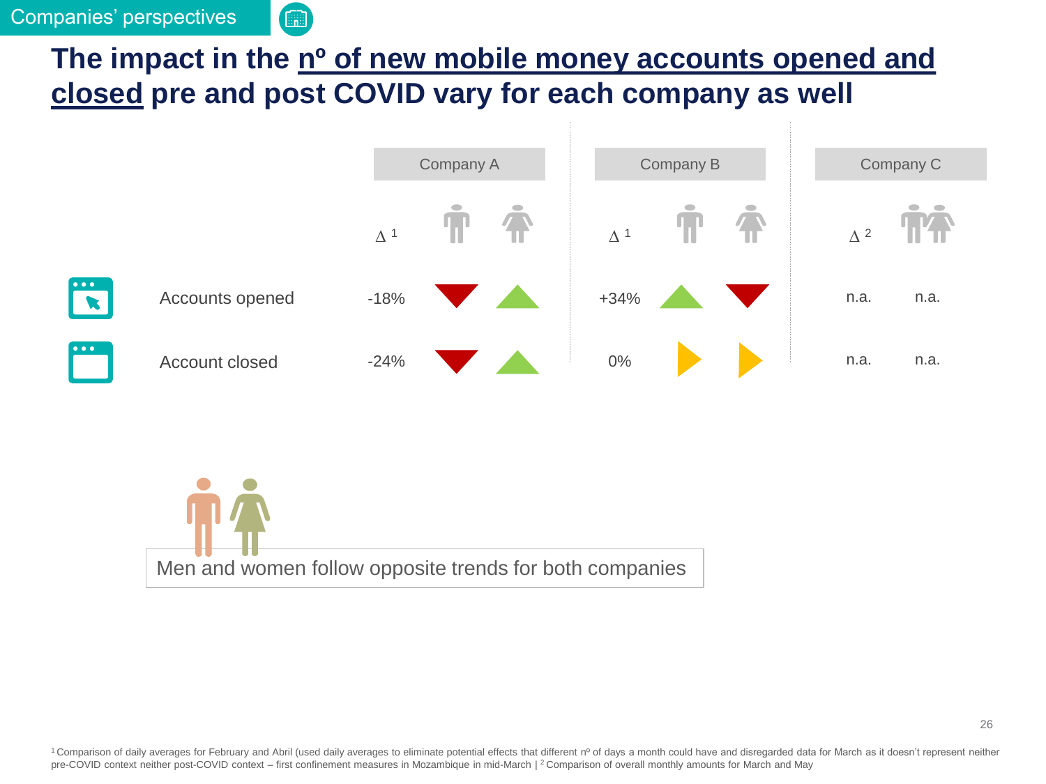Companies' perspectives

# The impact in the nº of new mobile money accounts opened and closed pre and post COVID vary for each company as well

| | Company A | | | Company B | | | Company C | |
|---|---|---|---|---|---|---|---|---|
| | Δ [1] | Men | Women | Δ [1] | Men | Women | Δ [2] | Men & Women |
| Accounts opened | -18% | ▼ | ▲ | +34% | ▲ | ▼ | n.a. | n.a. |
| Account closed | -24% | ▼ | ▲ | 0% | ► | ► | n.a. | n.a. |

Men and women follow opposite trends for both companies

[1] Comparison of daily averages for February and Abril (used daily averages to eliminate potential effects that different nº of days a month could have and disregarded data for March as it doesn't represent neither pre-COVID context neither post-COVID context – first confinement measures in Mozambique in mid-March | [2] Comparison of overall monthly amounts for March and May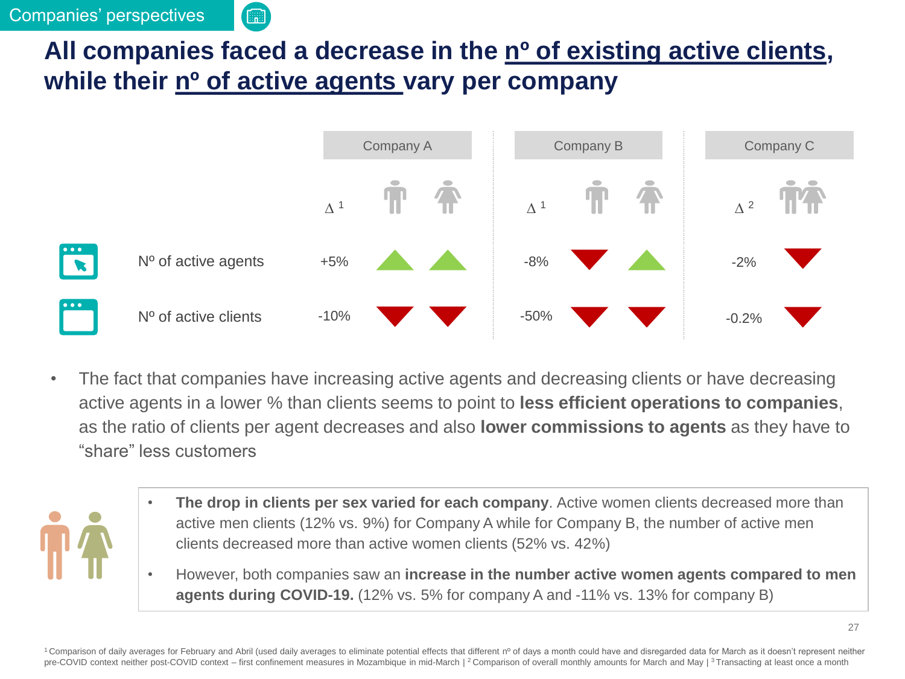Companies' perspectives

# All companies faced a decrease in the nº of existing active clients, while their nº of active agents vary per company

| | Company A | | | Company B | | | Company C | |
|---|---|---|---|---|---|---|---|---|
| | Δ [1] | Men | Women | Δ [1] | Men | Women | Δ [2] | Men & Women |
| Nº of active agents | +5% | ▲ | ▲ | -8% | ▼ | ▲ | -2% | ▼ |
| Nº of active clients | -10% | ▼ | ▼ | -50% | ▼ | ▼ | -0.2% | ▼ |

- The fact that companies have increasing active agents and decreasing clients or have decreasing active agents in a lower % than clients seems to point to **less efficient operations to companies**, as the ratio of clients per agent decreases and also **lower commissions to agents** as they have to "share" less customers

- **The drop in clients per sex varied for each company**. Active women clients decreased more than active men clients (12% vs. 9%) for Company A while for Company B, the number of active men clients decreased more than active women clients (52% vs. 42%)
- However, both companies saw an **increase in the number active women agents compared to men agents during COVID-19.** (12% vs. 5% for company A and -11% vs. 13% for company B)

[1] Comparison of daily averages for February and Abril (used daily averages to eliminate potential effects that different nº of days a month could have and disregarded data for March as it doesn't represent neither pre-COVID context neither post-COVID context – first confinement measures in Mozambique in mid-March | [2] Comparison of overall monthly amounts for March and May | [3] Transacting at least once a month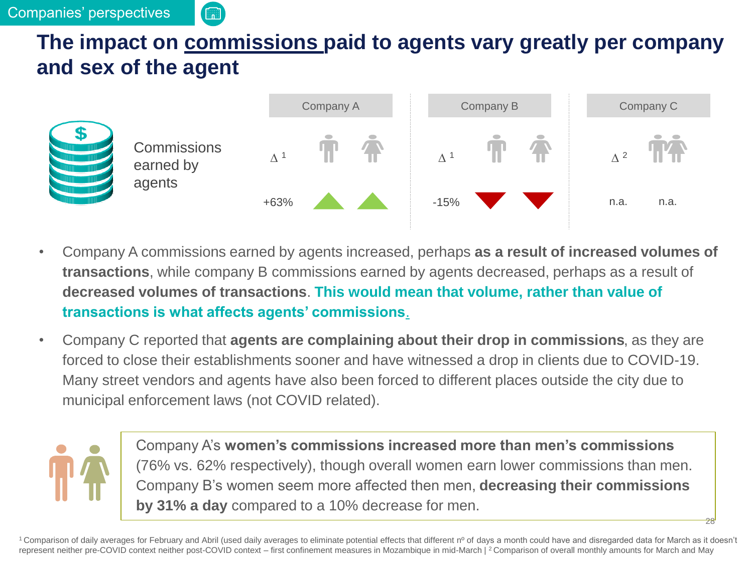Companies' perspectives

# The impact on commissions paid to agents vary greatly per company and sex of the agent

| Commissions earned by agents | Company A | | | Company B | | | Company C | | |
|---|---|---|---|---|---|---|---|---|---|
| | Δ [1] | Men | Women | Δ [1] | Men | Women | Δ [2] | Men & Women | |
| | +63% | ▲ | ▲ | -15% | ▼ | ▼ | n.a. | n.a. | |

- Company A commissions earned by agents increased, perhaps **as a result of increased volumes of transactions**, while company B commissions earned by agents decreased, perhaps as a result of **decreased volumes of transactions**. **This would mean that volume, rather than value of transactions is what affects agents' commissions.**
- Company C reported that **agents are complaining about their drop in commissions**, as they are forced to close their establishments sooner and have witnessed a drop in clients due to COVID-19. Many street vendors and agents have also been forced to different places outside the city due to municipal enforcement laws (not COVID related).

Company A's **women's commissions increased more than men's commissions** (76% vs. 62% respectively), though overall women earn lower commissions than men. Company B's women seem more affected then men, **decreasing their commissions by 31% a day** compared to a 10% decrease for men.

[1] Comparison of daily averages for February and Abril (used daily averages to eliminate potential effects that different nº of days a month could have and disregarded data for March as it doesn't represent neither pre-COVID context neither post-COVID context – first confinement measures in Mozambique in mid-March | [2] Comparison of overall monthly amounts for March and May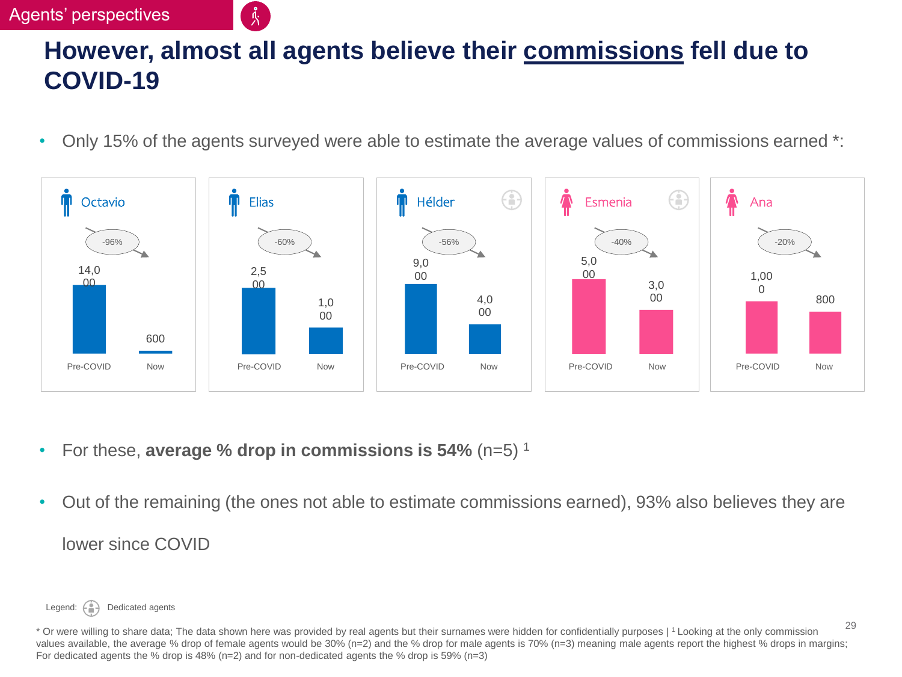Agents' perspectives

# However, almost all agents believe their commissions fell due to COVID-19

- Only 15% of the agents surveyed were able to estimate the average values of commissions earned *:

| Agent | Pre-COVID | Now | Change |
|---|---|---|---|
| Octavio | 14,000 | 600 | -96% |
| Elias | 2,500 | 1,000 | -60% |
| Hélder (dedicated agent) | 9,000 | 4,000 | -56% |
| Esmenia (dedicated agent) | 5,000 | 3,000 | -40% |
| Ana | 1,000 | 800 | -20% |

- For these, **average % drop in commissions is 54%** (n=5) [1]
- Out of the remaining (the ones not able to estimate commissions earned), 93% also believes they are lower since COVID

Legend: Dedicated agents

* Or were willing to share data; The data shown here was provided by real agents but their surnames were hidden for confidentially purposes | [1] Looking at the only commission values available, the average % drop of female agents would be 30% (n=2) and the % drop for male agents is 70% (n=3) meaning male agents report the highest % drops in margins; For dedicated agents the % drop is 48% (n=2) and for non-dedicated agents the % drop is 59% (n=3)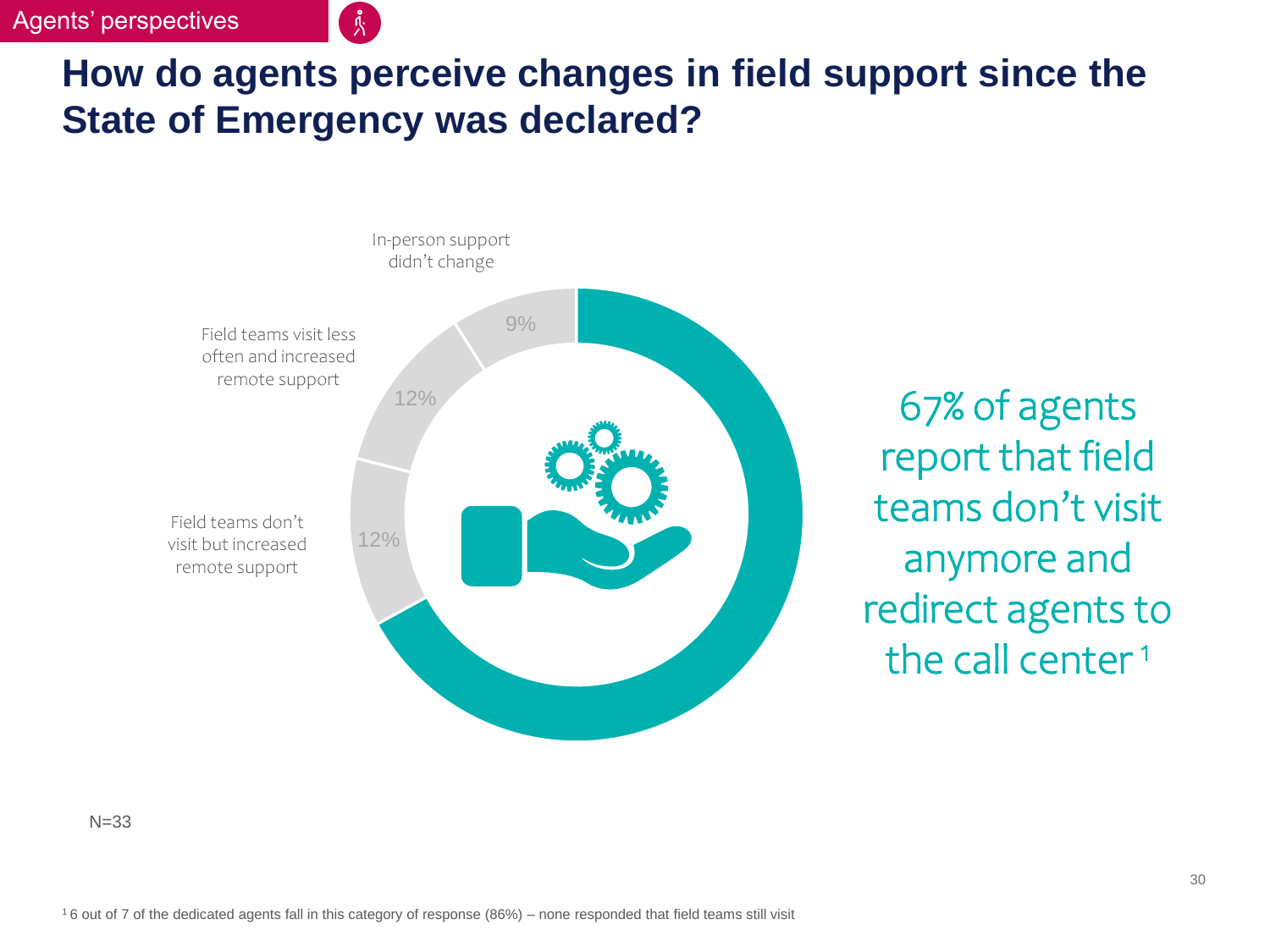Agents' perspectives

# How do agents perceive changes in field support since the State of Emergency was declared?

In-person support didn't change 9%

Field teams visit less often and increased remote support 12%

Field teams don't visit but increased remote support 12%

67% of agents report that field teams don't visit anymore and redirect agents to the call center[1]

N=33

[1] 6 out of 7 of the dedicated agents fall in this category of response (86%) – none responded that field teams still visit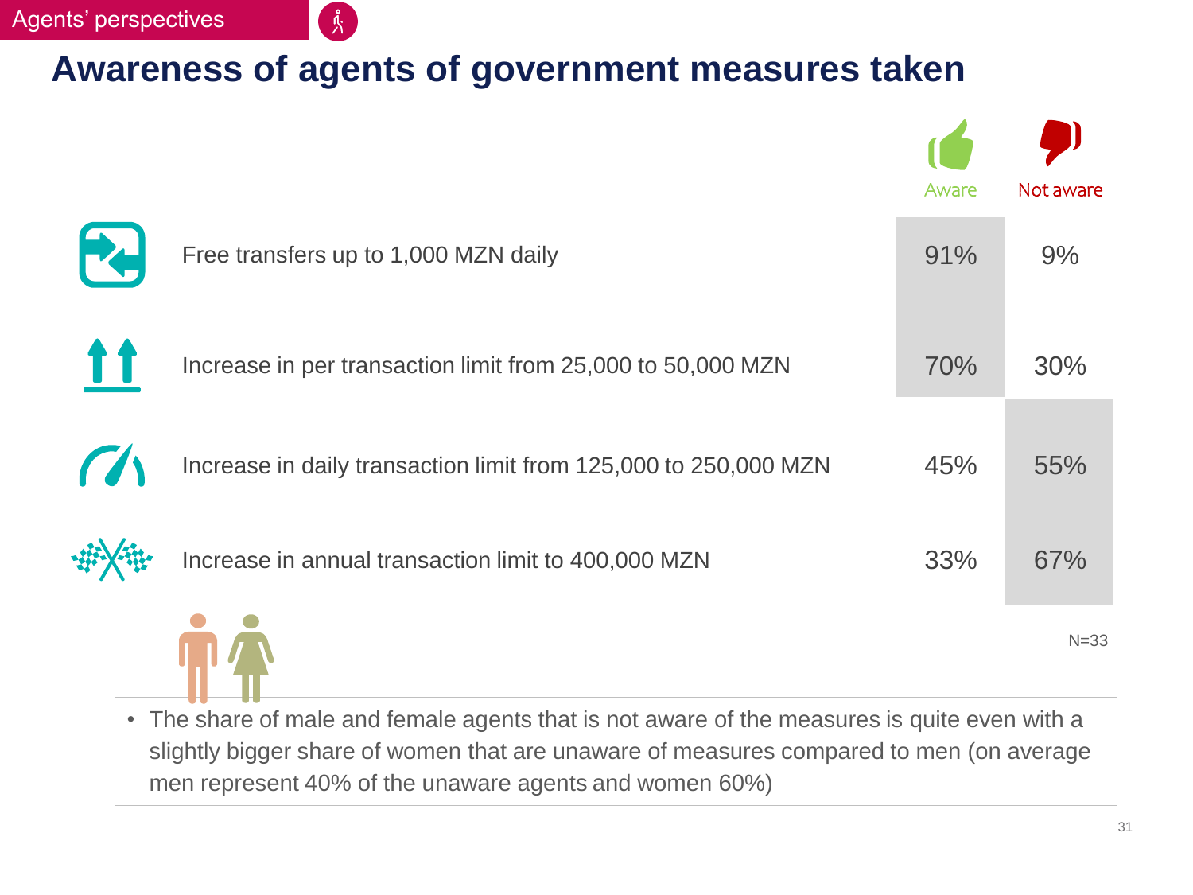Agents' perspectives

# Awareness of agents of government measures taken

| Measure | Aware | Not aware |
|---|---|---|
| Free transfers up to 1,000 MZN daily | 91% | 9% |
| Increase in per transaction limit from 25,000 to 50,000 MZN | 70% | 30% |
| Increase in daily transaction limit from 125,000 to 250,000 MZN | 45% | 55% |
| Increase in annual transaction limit to 400,000 MZN | 33% | 67% |

N=33

- The share of male and female agents that is not aware of the measures is quite even with a slightly bigger share of women that are unaware of measures compared to men (on average men represent 40% of the unaware agents and women 60%)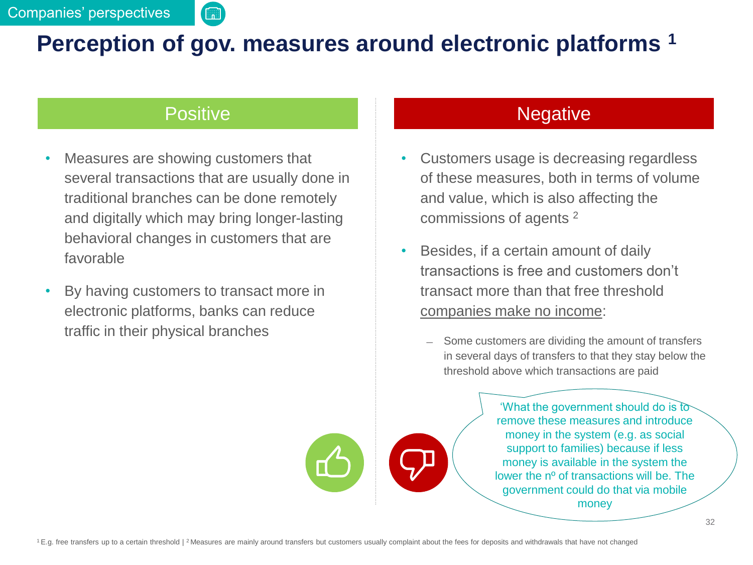Companies' perspectives

# Perception of gov. measures around electronic platforms [1]

## Positive

- Measures are showing customers that several transactions that are usually done in traditional branches can be done remotely and digitally which may bring longer-lasting behavioral changes in customers that are favorable
- By having customers to transact more in electronic platforms, banks can reduce traffic in their physical branches

## Negative

- Customers usage is decreasing regardless of these measures, both in terms of volume and value, which is also affecting the commissions of agents [2]
- Besides, if a certain amount of daily transactions is free and customers don't transact more than that free threshold companies make no income:
  - Some customers are dividing the amount of transfers in several days of transfers to that they stay below the threshold above which transactions are paid

'What the government should do is to remove these measures and introduce money in the system (e.g. as social support to families) because if less money is available in the system the lower the nº of transactions will be. The government could do that via mobile money

[1] E.g. free transfers up to a certain threshold | [2] Measures are mainly around transfers but customers usually complaint about the fees for deposits and withdrawals that have not changed